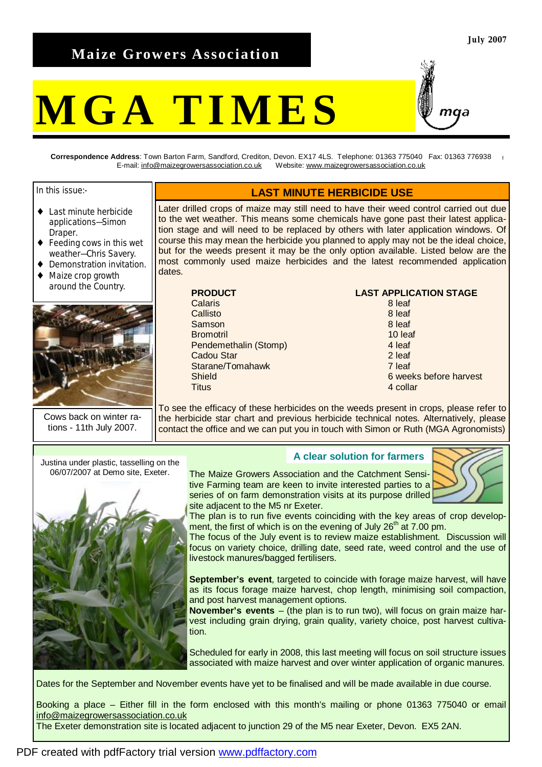# Maize Growers Association

July 2007

# MGA TIMES

**Correspondence Address**: Town Barton Farm, Sandford, Crediton, Devon. EX17 4LS. Telephone: 01363 775040 Fax: 01363 776938
E-mail: info@maizegrowersassociation.co.uk Website: www.maizegrowersassociation.co.uk

In this issue:-

- Last minute herbicide applications—Simon Draper.
- Feeding cows in this wet weather—Chris Savery.
- Demonstration invitation.
- Maize crop growth around the Country.

Cows back on winter rations - 11th July 2007.

## LAST MINUTE HERBICIDE USE

Later drilled crops of maize may still need to have their weed control carried out due to the wet weather. This means some chemicals have gone past their latest application stage and will need to be replaced by others with later application windows. Of course this may mean the herbicide you planned to apply may not be the ideal choice, but for the weeds present it may be the only option available. Listed below are the most commonly used maize herbicides and the latest recommended application dates.

| PRODUCT | LAST APPLICATION STAGE |
|---|---|
| Calaris | 8 leaf |
| Callisto | 8 leaf |
| Samson | 8 leaf |
| Bromotril | 10 leaf |
| Pendemethalin (Stomp) | 4 leaf |
| Cadou Star | 2 leaf |
| Starane/Tomahawk | 7 leaf |
| Shield | 6 weeks before harvest |
| Titus | 4 collar |

To see the efficacy of these herbicides on the weeds present in crops, please refer to the herbicide star chart and previous herbicide technical notes. Alternatively, please contact the office and we can put you in touch with Simon or Ruth (MGA Agronomists)

Justina under plastic, tasselling on the 06/07/2007 at Demo site, Exeter.

### A clear solution for farmers

The Maize Growers Association and the Catchment Sensitive Farming team are keen to invite interested parties to a series of on farm demonstration visits at its purpose drilled site adjacent to the M5 nr Exeter.

The plan is to run five events coinciding with the key areas of crop development, the first of which is on the evening of July 26th at 7.00 pm.

The focus of the July event is to review maize establishment. Discussion will focus on variety choice, drilling date, seed rate, weed control and the use of livestock manures/bagged fertilisers.

**September's event**, targeted to coincide with forage maize harvest, will have as its focus forage maize harvest, chop length, minimising soil compaction, and post harvest management options.

**November's events** – (the plan is to run two), will focus on grain maize harvest including grain drying, grain quality, variety choice, post harvest cultivation.

Scheduled for early in 2008, this last meeting will focus on soil structure issues associated with maize harvest and over winter application of organic manures.

Dates for the September and November events have yet to be finalised and will be made available in due course.

Booking a place – Either fill in the form enclosed with this month's mailing or phone 01363 775040 or email info@maizegrowersassociation.co.uk

The Exeter demonstration site is located adjacent to junction 29 of the M5 near Exeter, Devon. EX5 2AN.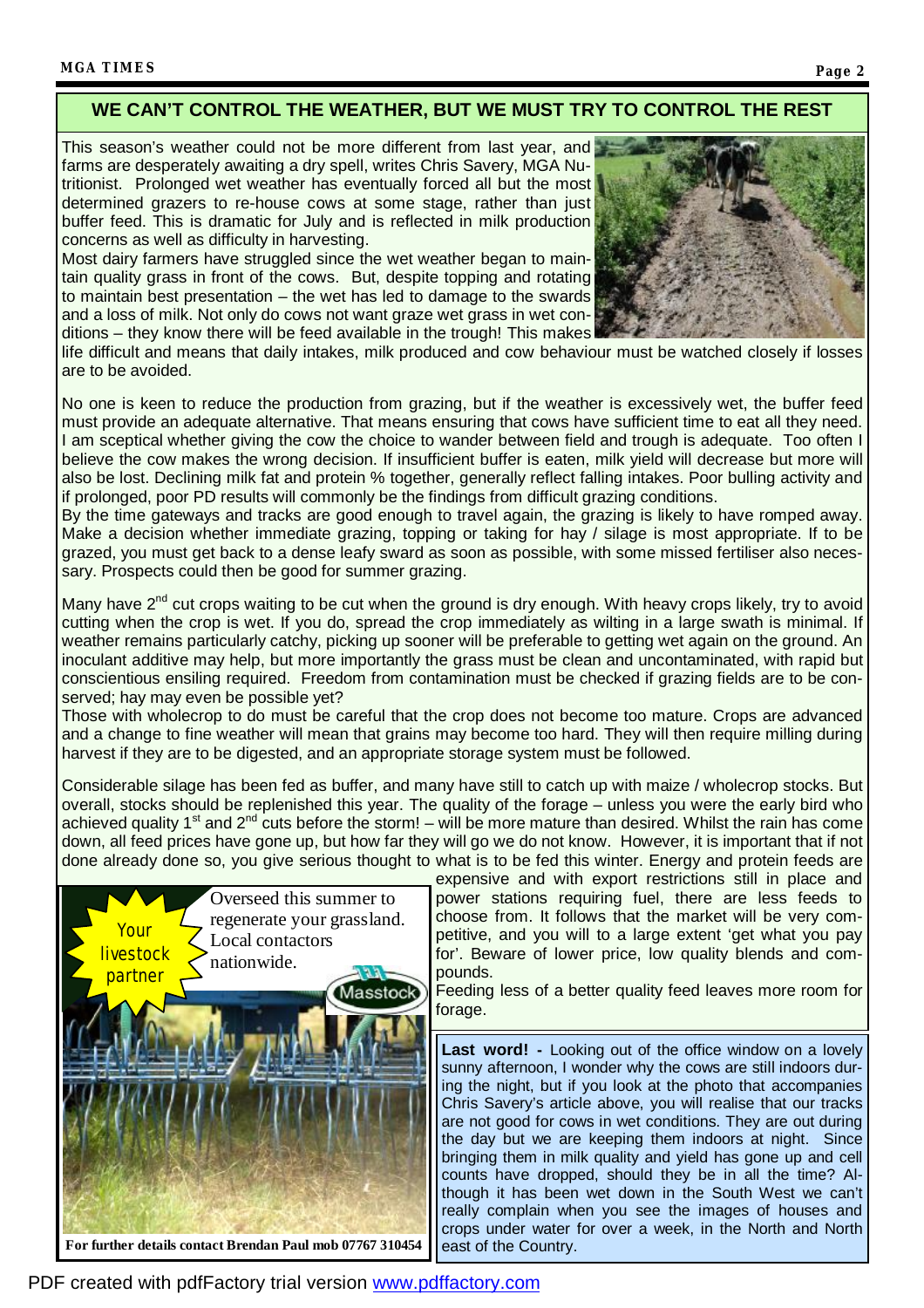## WE CAN'T CONTROL THE WEATHER, BUT WE MUST TRY TO CONTROL THE REST

This season's weather could not be more different from last year, and farms are desperately awaiting a dry spell, writes Chris Savery, MGA Nutritionist. Prolonged wet weather has eventually forced all but the most determined grazers to re-house cows at some stage, rather than just buffer feed. This is dramatic for July and is reflected in milk production concerns as well as difficulty in harvesting.

Most dairy farmers have struggled since the wet weather began to maintain quality grass in front of the cows. But, despite topping and rotating to maintain best presentation – the wet has led to damage to the swards and a loss of milk. Not only do cows not want graze wet grass in wet conditions – they know there will be feed available in the trough! This makes life difficult and means that daily intakes, milk produced and cow behaviour must be watched closely if losses are to be avoided.

No one is keen to reduce the production from grazing, but if the weather is excessively wet, the buffer feed must provide an adequate alternative. That means ensuring that cows have sufficient time to eat all they need. I am sceptical whether giving the cow the choice to wander between field and trough is adequate. Too often I believe the cow makes the wrong decision. If insufficient buffer is eaten, milk yield will decrease but more will also be lost. Declining milk fat and protein % together, generally reflect falling intakes. Poor bulling activity and if prolonged, poor PD results will commonly be the findings from difficult grazing conditions.

By the time gateways and tracks are good enough to travel again, the grazing is likely to have romped away. Make a decision whether immediate grazing, topping or taking for hay / silage is most appropriate. If to be grazed, you must get back to a dense leafy sward as soon as possible, with some missed fertiliser also necessary. Prospects could then be good for summer grazing.

Many have 2nd cut crops waiting to be cut when the ground is dry enough. With heavy crops likely, try to avoid cutting when the crop is wet. If you do, spread the crop immediately as wilting in a large swath is minimal. If weather remains particularly catchy, picking up sooner will be preferable to getting wet again on the ground. An inoculant additive may help, but more importantly the grass must be clean and uncontaminated, with rapid but conscientious ensiling required. Freedom from contamination must be checked if grazing fields are to be conserved; hay may even be possible yet?

Those with wholecrop to do must be careful that the crop does not become too mature. Crops are advanced and a change to fine weather will mean that grains may become too hard. They will then require milling during harvest if they are to be digested, and an appropriate storage system must be followed.

Considerable silage has been fed as buffer, and many have still to catch up with maize / wholecrop stocks. But overall, stocks should be replenished this year. The quality of the forage – unless you were the early bird who achieved quality 1st and 2nd cuts before the storm! – will be more mature than desired. Whilst the rain has come down, all feed prices have gone up, but how far they will go we do not know. However, it is important that if not done already done so, you give serious thought to what is to be fed this winter. Energy and protein feeds are expensive and with export restrictions still in place and power stations requiring fuel, there are less feeds to choose from. It follows that the market will be very competitive, and you will to a large extent 'get what you pay for'. Beware of lower price, low quality blends and compounds.

Feeding less of a better quality feed leaves more room for forage.

---

Your livestock partner

Overseed this summer to regenerate your grassland. Local contactors nationwide.

Masstock

**For further details contact Brendan Paul mob 07767 310454**

---

**Last word! -** Looking out of the office window on a lovely sunny afternoon, I wonder why the cows are still indoors during the night, but if you look at the photo that accompanies Chris Savery's article above, you will realise that our tracks are not good for cows in wet conditions. They are out during the day but we are keeping them indoors at night. Since bringing them in milk quality and yield has gone up and cell counts have dropped, should they be in all the time? Although it has been wet down in the South West we can't really complain when you see the images of houses and crops under water for over a week, in the North and North east of the Country.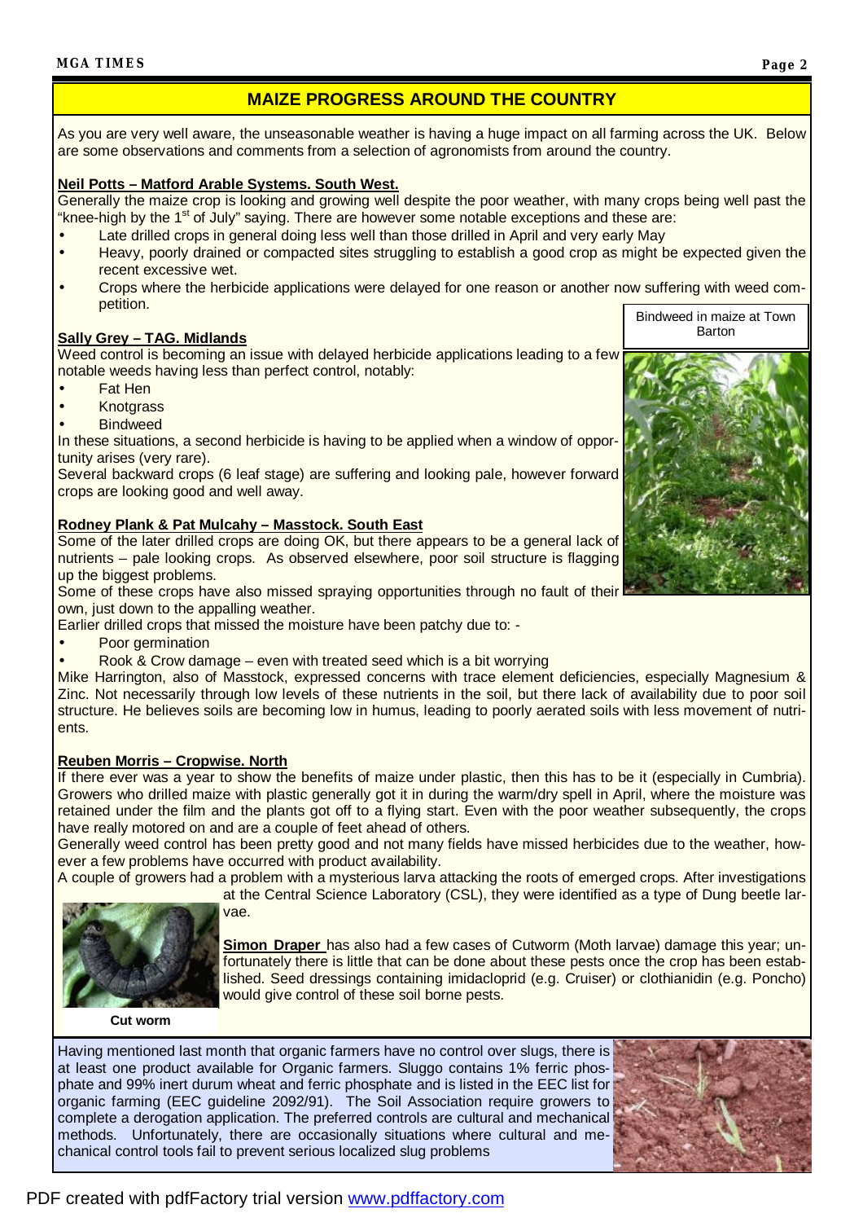## MAIZE PROGRESS AROUND THE COUNTRY

As you are very well aware, the unseasonable weather is having a huge impact on all farming across the UK. Below are some observations and comments from a selection of agronomists from around the country.

**Neil Potts – Matford Arable Systems. South West.**

Generally the maize crop is looking and growing well despite the poor weather, with many crops being well past the "knee-high by the 1st of July" saying. There are however some notable exceptions and these are:

- Late drilled crops in general doing less well than those drilled in April and very early May
- Heavy, poorly drained or compacted sites struggling to establish a good crop as might be expected given the recent excessive wet.
- Crops where the herbicide applications were delayed for one reason or another now suffering with weed competition.

**Sally Grey – TAG. Midlands**

Weed control is becoming an issue with delayed herbicide applications leading to a few notable weeds having less than perfect control, notably:

- Fat Hen
- Knotgrass
- Bindweed

In these situations, a second herbicide is having to be applied when a window of opportunity arises (very rare).

Several backward crops (6 leaf stage) are suffering and looking pale, however forward crops are looking good and well away.

Bindweed in maize at Town Barton

**Rodney Plank & Pat Mulcahy – Masstock. South East**

Some of the later drilled crops are doing OK, but there appears to be a general lack of nutrients – pale looking crops. As observed elsewhere, poor soil structure is flagging up the biggest problems.

Some of these crops have also missed spraying opportunities through no fault of their own, just down to the appalling weather.

Earlier drilled crops that missed the moisture have been patchy due to: -

- Poor germination
- Rook & Crow damage – even with treated seed which is a bit worrying

Mike Harrington, also of Masstock, expressed concerns with trace element deficiencies, especially Magnesium & Zinc. Not necessarily through low levels of these nutrients in the soil, but there lack of availability due to poor soil structure. He believes soils are becoming low in humus, leading to poorly aerated soils with less movement of nutrients.

**Reuben Morris – Cropwise. North**

If there ever was a year to show the benefits of maize under plastic, then this has to be it (especially in Cumbria). Growers who drilled maize with plastic generally got it in during the warm/dry spell in April, where the moisture was retained under the film and the plants got off to a flying start. Even with the poor weather subsequently, the crops have really motored on and are a couple of feet ahead of others.

Generally weed control has been pretty good and not many fields have missed herbicides due to the weather, however a few problems have occurred with product availability.

A couple of growers had a problem with a mysterious larva attacking the roots of emerged crops. After investigations at the Central Science Laboratory (CSL), they were identified as a type of Dung beetle larvae.

**Simon Draper** has also had a few cases of Cutworm (Moth larvae) damage this year; unfortunately there is little that can be done about these pests once the crop has been established. Seed dressings containing imidacloprid (e.g. Cruiser) or clothianidin (e.g. Poncho) would give control of these soil borne pests.

Cut worm

Having mentioned last month that organic farmers have no control over slugs, there is at least one product available for Organic farmers. Sluggo contains 1% ferric phosphate and 99% inert durum wheat and ferric phosphate and is listed in the EEC list for organic farming (EEC guideline 2092/91). The Soil Association require growers to complete a derogation application. The preferred controls are cultural and mechanical methods. Unfortunately, there are occasionally situations where cultural and mechanical control tools fail to prevent serious localized slug problems